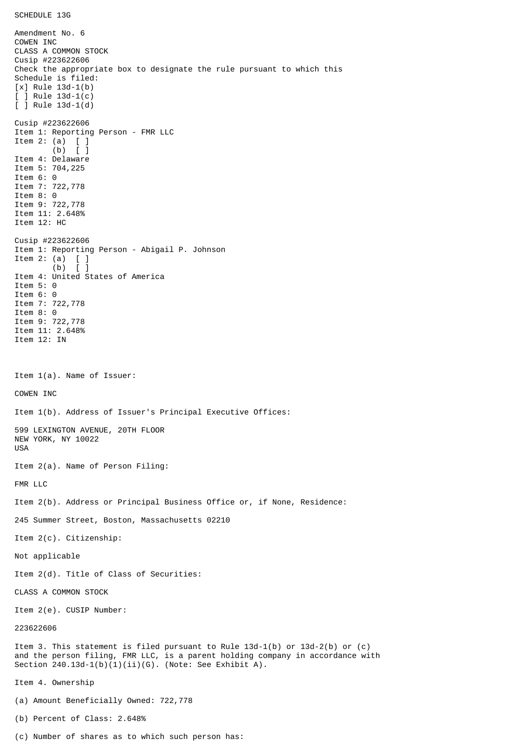SCHEDULE 13G

Amendment No. 6
COWEN INC
CLASS A COMMON STOCK
Cusip #223622606
Check the appropriate box to designate the rule pursuant to which this
Schedule is filed:
[x] Rule 13d-1(b)
[ ] Rule 13d-1(c)
[ ] Rule 13d-1(d)

Cusip #223622606
Item 1: Reporting Person - FMR LLC
Item 2: (a) [ ]
(b) [ ]
Item 4: Delaware
Item 5: 704,225
Item 6: 0
Item 7: 722,778
Item 8: 0
Item 9: 722,778
Item 11: 2.648%
Item 12: HC

Cusip #223622606
Item 1: Reporting Person - Abigail P. Johnson
Item 2: (a) [ ]
(b) [ ]
Item 4: United States of America
Item 5: 0
Item 6: 0
Item 7: 722,778
Item 8: 0
Item 9: 722,778
Item 11: 2.648%
Item 12: IN

Item 1(a). Name of Issuer:

COWEN INC

Item 1(b). Address of Issuer's Principal Executive Offices:

599 LEXINGTON AVENUE, 20TH FLOOR
NEW YORK, NY 10022
USA

Item 2(a). Name of Person Filing:

FMR LLC

Item 2(b). Address or Principal Business Office or, if None, Residence:

245 Summer Street, Boston, Massachusetts 02210

Item 2(c). Citizenship:

Not applicable

Item 2(d). Title of Class of Securities:

CLASS A COMMON STOCK

Item 2(e). CUSIP Number:

223622606

Item 3. This statement is filed pursuant to Rule 13d-1(b) or 13d-2(b) or (c) and the person filing, FMR LLC, is a parent holding company in accordance with Section 240.13d-1(b)(1)(ii)(G). (Note: See Exhibit A).

Item 4. Ownership

(a) Amount Beneficially Owned: 722,778

(b) Percent of Class: 2.648%

(c) Number of shares as to which such person has: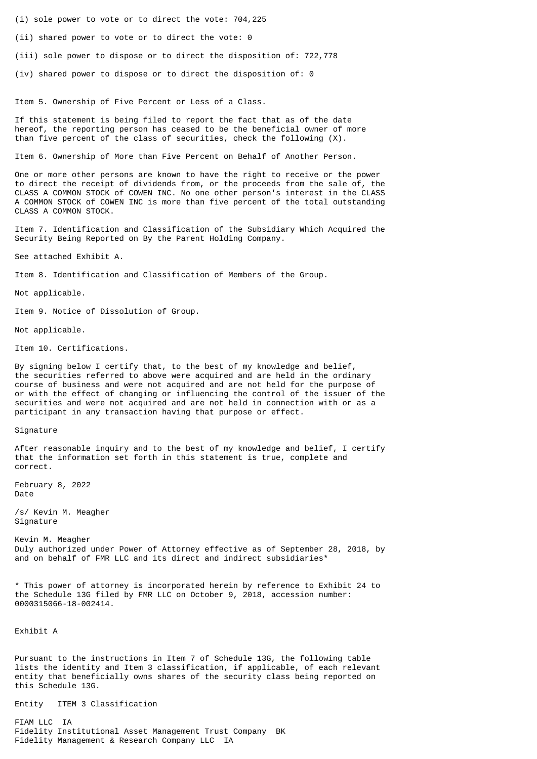(i) sole power to vote or to direct the vote: 704,225

(ii) shared power to vote or to direct the vote: 0

(iii) sole power to dispose or to direct the disposition of: 722,778

(iv) shared power to dispose or to direct the disposition of: 0

Item 5. Ownership of Five Percent or Less of a Class.

If this statement is being filed to report the fact that as of the date hereof, the reporting person has ceased to be the beneficial owner of more than five percent of the class of securities, check the following (X).

Item 6. Ownership of More than Five Percent on Behalf of Another Person.

One or more other persons are known to have the right to receive or the power to direct the receipt of dividends from, or the proceeds from the sale of, the CLASS A COMMON STOCK of COWEN INC. No one other person's interest in the CLASS A COMMON STOCK of COWEN INC is more than five percent of the total outstanding CLASS A COMMON STOCK.

Item 7. Identification and Classification of the Subsidiary Which Acquired the Security Being Reported on By the Parent Holding Company.

See attached Exhibit A.

Item 8. Identification and Classification of Members of the Group.

Not applicable.

Item 9. Notice of Dissolution of Group.

Not applicable.

Item 10. Certifications.

By signing below I certify that, to the best of my knowledge and belief, the securities referred to above were acquired and are held in the ordinary course of business and were not acquired and are not held for the purpose of or with the effect of changing or influencing the control of the issuer of the securities and were not acquired and are not held in connection with or as a participant in any transaction having that purpose or effect.

Signature

After reasonable inquiry and to the best of my knowledge and belief, I certify that the information set forth in this statement is true, complete and correct.

February 8, 2022
Date

/s/ Kevin M. Meagher
Signature

Kevin M. Meagher
Duly authorized under Power of Attorney effective as of September 28, 2018, by and on behalf of FMR LLC and its direct and indirect subsidiaries*

* This power of attorney is incorporated herein by reference to Exhibit 24 to the Schedule 13G filed by FMR LLC on October 9, 2018, accession number: 0000315066-18-002414.

Exhibit A

Pursuant to the instructions in Item 7 of Schedule 13G, the following table lists the identity and Item 3 classification, if applicable, of each relevant entity that beneficially owns shares of the security class being reported on this Schedule 13G.

| Entity | ITEM 3 Classification |
| --- | --- |
| FIAM LLC | IA |
| Fidelity Institutional Asset Management Trust Company | BK |
| Fidelity Management & Research Company LLC | IA |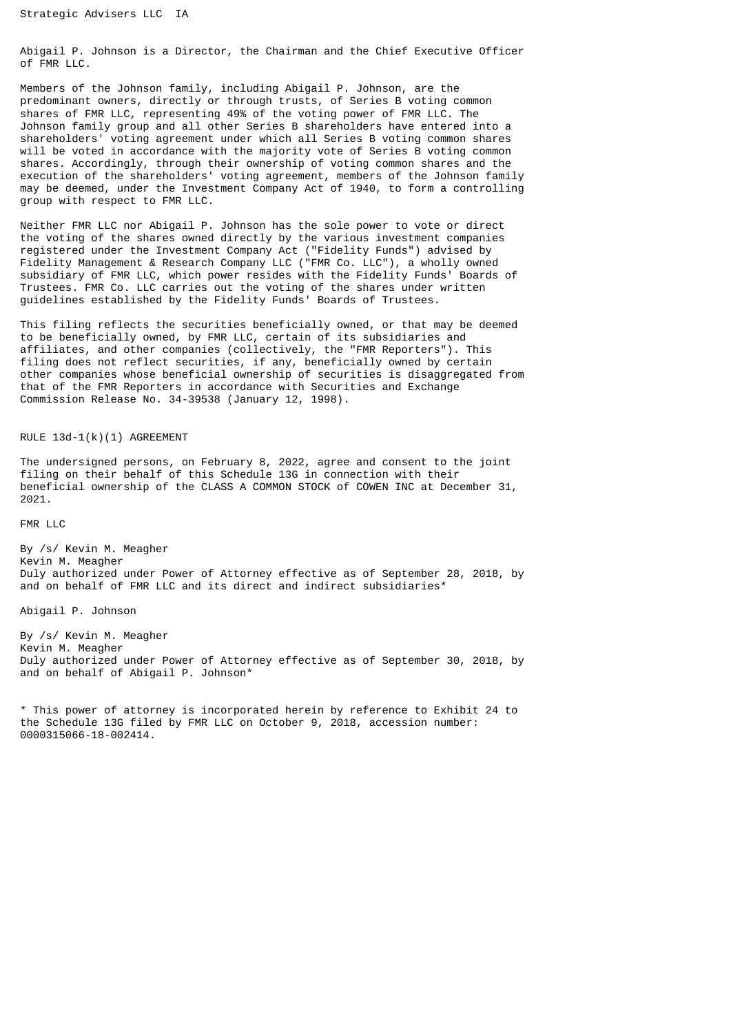Strategic Advisers LLC IA

Abigail P. Johnson is a Director, the Chairman and the Chief Executive Officer of FMR LLC.

Members of the Johnson family, including Abigail P. Johnson, are the predominant owners, directly or through trusts, of Series B voting common shares of FMR LLC, representing 49% of the voting power of FMR LLC. The Johnson family group and all other Series B shareholders have entered into a shareholders' voting agreement under which all Series B voting common shares will be voted in accordance with the majority vote of Series B voting common shares. Accordingly, through their ownership of voting common shares and the execution of the shareholders' voting agreement, members of the Johnson family may be deemed, under the Investment Company Act of 1940, to form a controlling group with respect to FMR LLC.

Neither FMR LLC nor Abigail P. Johnson has the sole power to vote or direct the voting of the shares owned directly by the various investment companies registered under the Investment Company Act ("Fidelity Funds") advised by Fidelity Management & Research Company LLC ("FMR Co. LLC"), a wholly owned subsidiary of FMR LLC, which power resides with the Fidelity Funds' Boards of Trustees. FMR Co. LLC carries out the voting of the shares under written guidelines established by the Fidelity Funds' Boards of Trustees.

This filing reflects the securities beneficially owned, or that may be deemed to be beneficially owned, by FMR LLC, certain of its subsidiaries and affiliates, and other companies (collectively, the "FMR Reporters"). This filing does not reflect securities, if any, beneficially owned by certain other companies whose beneficial ownership of securities is disaggregated from that of the FMR Reporters in accordance with Securities and Exchange Commission Release No. 34-39538 (January 12, 1998).

RULE 13d-1(k)(1) AGREEMENT

The undersigned persons, on February 8, 2022, agree and consent to the joint filing on their behalf of this Schedule 13G in connection with their beneficial ownership of the CLASS A COMMON STOCK of COWEN INC at December 31, 2021.

FMR LLC

By /s/ Kevin M. Meagher
Kevin M. Meagher
Duly authorized under Power of Attorney effective as of September 28, 2018, by and on behalf of FMR LLC and its direct and indirect subsidiaries*

Abigail P. Johnson

By /s/ Kevin M. Meagher
Kevin M. Meagher
Duly authorized under Power of Attorney effective as of September 30, 2018, by and on behalf of Abigail P. Johnson*

* This power of attorney is incorporated herein by reference to Exhibit 24 to the Schedule 13G filed by FMR LLC on October 9, 2018, accession number: 0000315066-18-002414.